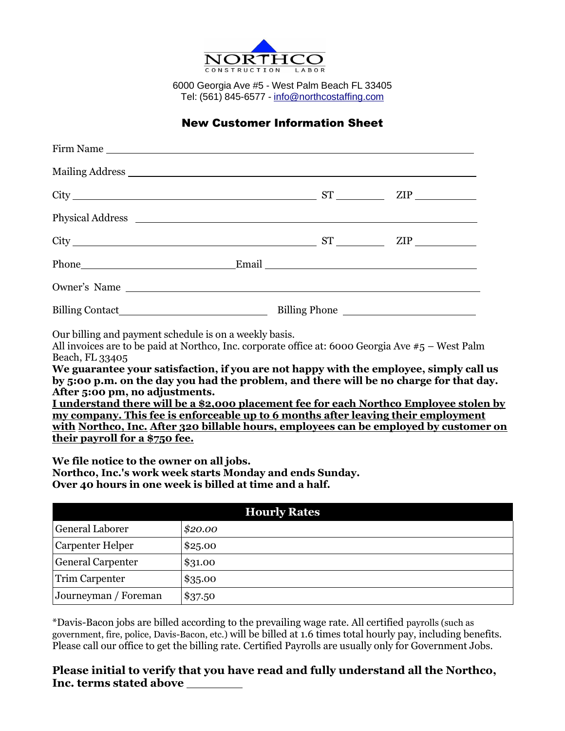NORTHCO
CONSTRUCTION LABOR

6000 Georgia Ave #5 - West Palm Beach FL 33405
Tel: (561) 845-6577 - info@northcostaffing.com

## New Customer Information Sheet

Firm Name ______________________________________________

Mailing Address ______________________________________________

City ______________________________ ST ________ ZIP __________

Physical Address ______________________________________________

City ______________________________ ST ________ ZIP __________

Phone ____________________ Email ______________________________

Owner's Name ______________________________________________

Billing Contact ____________________ Billing Phone ____________________

Our billing and payment schedule is on a weekly basis.
All invoices are to be paid at Northco, Inc. corporate office at: 6000 Georgia Ave #5 – West Palm Beach, FL 33405

**We guarantee your satisfaction, if you are not happy with the employee, simply call us by 5:00 p.m. on the day you had the problem, and there will be no charge for that day. After 5:00 pm, no adjustments.**

**<u>I understand there will be a $2,000 placement fee for each Northco Employee stolen by my company. This fee is enforceable up to 6 months after leaving their employment with Northco, Inc. After 320 billable hours, employees can be employed by customer on their payroll for a $750 fee.</u>**

**We file notice to the owner on all jobs.**
**Northco, Inc.'s work week starts Monday and ends Sunday.**
**Over 40 hours in one week is billed at time and a half.**

| **Hourly Rates** | |
|---|---|
| General Laborer | *$20.00* |
| Carpenter Helper | $25.00 |
| General Carpenter | $31.00 |
| Trim Carpenter | $35.00 |
| Journeyman / Foreman | $37.50 |

*Davis-Bacon jobs are billed according to the prevailing wage rate. All certified payrolls (such as government, fire, police, Davis-Bacon, etc.) will be billed at 1.6 times total hourly pay, including benefits. Please call our office to get the billing rate. Certified Payrolls are usually only for Government Jobs.

**Please initial to verify that you have read and fully understand all the Northco, Inc. terms stated above ________**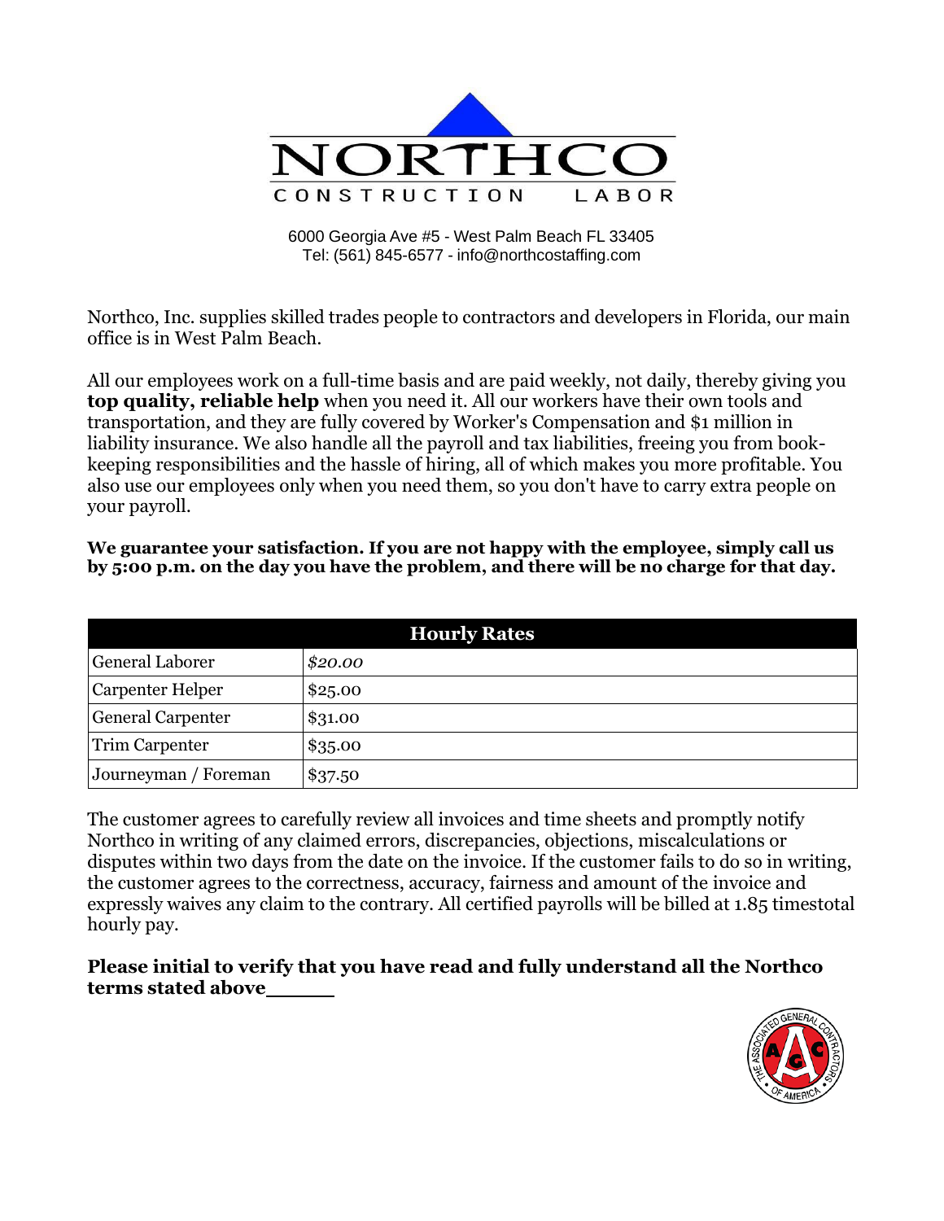# NORTHCO

CONSTRUCTION LABOR

6000 Georgia Ave #5 - West Palm Beach FL 33405
Tel: (561) 845-6577 - info@northcostaffing.com

Northco, Inc. supplies skilled trades people to contractors and developers in Florida, our main office is in West Palm Beach.

All our employees work on a full-time basis and are paid weekly, not daily, thereby giving you **top quality, reliable help** when you need it. All our workers have their own tools and transportation, and they are fully covered by Worker's Compensation and $1 million in liability insurance. We also handle all the payroll and tax liabilities, freeing you from book-keeping responsibilities and the hassle of hiring, all of which makes you more profitable. You also use our employees only when you need them, so you don't have to carry extra people on your payroll.

**We guarantee your satisfaction. If you are not happy with the employee, simply call us by 5:00 p.m. on the day you have the problem, and there will be no charge for that day.**

| Hourly Rates | |
|---|---|
| General Laborer | *$20.00* |
| Carpenter Helper | $25.00 |
| General Carpenter | $31.00 |
| Trim Carpenter | $35.00 |
| Journeyman / Foreman | $37.50 |

The customer agrees to carefully review all invoices and time sheets and promptly notify Northco in writing of any claimed errors, discrepancies, objections, miscalculations or disputes within two days from the date on the invoice. If the customer fails to do so in writing, the customer agrees to the correctness, accuracy, fairness and amount of the invoice and expressly waives any claim to the contrary. All certified payrolls will be billed at 1.85 timestotal hourly pay.

**Please initial to verify that you have read and fully understand all the Northco terms stated above______**

THE ASSOCIATED GENERAL CONTRACTORS OF AMERICA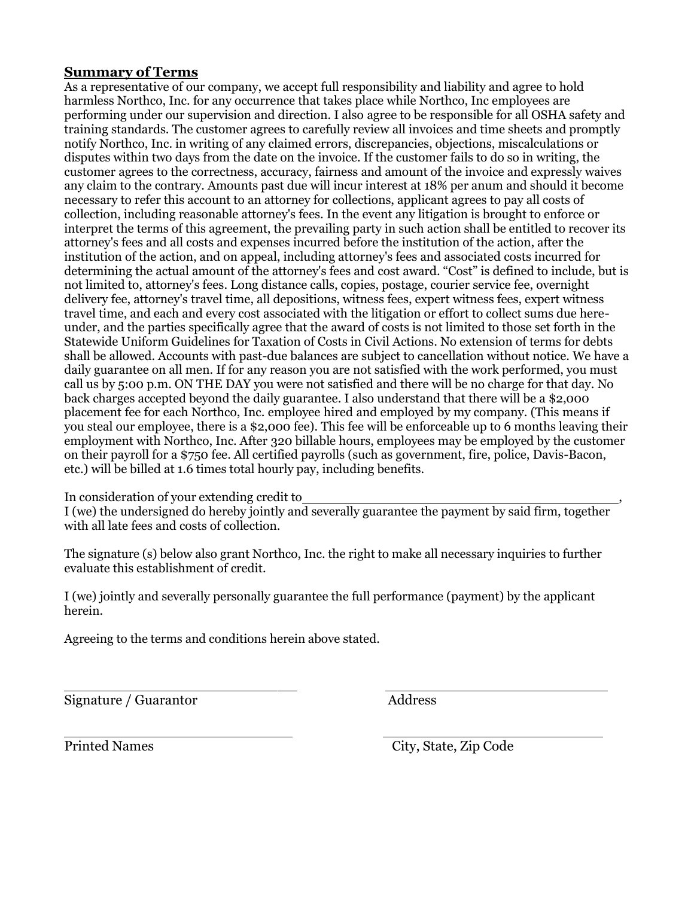## Summary of Terms

As a representative of our company, we accept full responsibility and liability and agree to hold harmless Northco, Inc. for any occurrence that takes place while Northco, Inc employees are performing under our supervision and direction. I also agree to be responsible for all OSHA safety and training standards. The customer agrees to carefully review all invoices and time sheets and promptly notify Northco, Inc. in writing of any claimed errors, discrepancies, objections, miscalculations or disputes within two days from the date on the invoice. If the customer fails to do so in writing, the customer agrees to the correctness, accuracy, fairness and amount of the invoice and expressly waives any claim to the contrary. Amounts past due will incur interest at 18% per anum and should it become necessary to refer this account to an attorney for collections, applicant agrees to pay all costs of collection, including reasonable attorney's fees. In the event any litigation is brought to enforce or interpret the terms of this agreement, the prevailing party in such action shall be entitled to recover its attorney's fees and all costs and expenses incurred before the institution of the action, after the institution of the action, and on appeal, including attorney's fees and associated costs incurred for determining the actual amount of the attorney's fees and cost award. "Cost" is defined to include, but is not limited to, attorney's fees. Long distance calls, copies, postage, courier service fee, overnight delivery fee, attorney's travel time, all depositions, witness fees, expert witness fees, expert witness travel time, and each and every cost associated with the litigation or effort to collect sums due hereunder, and the parties specifically agree that the award of costs is not limited to those set forth in the Statewide Uniform Guidelines for Taxation of Costs in Civil Actions. No extension of terms for debts shall be allowed. Accounts with past-due balances are subject to cancellation without notice. We have a daily guarantee on all men. If for any reason you are not satisfied with the work performed, you must call us by 5:00 p.m. ON THE DAY you were not satisfied and there will be no charge for that day. No back charges accepted beyond the daily guarantee. I also understand that there will be a $2,000 placement fee for each Northco, Inc. employee hired and employed by my company. (This means if you steal our employee, there is a $2,000 fee). This fee will be enforceable up to 6 months leaving their employment with Northco, Inc. After 320 billable hours, employees may be employed by the customer on their payroll for a $750 fee. All certified payrolls (such as government, fire, police, Davis-Bacon, etc.) will be billed at 1.6 times total hourly pay, including benefits.

In consideration of your extending credit to\_\_\_\_\_\_\_\_\_\_\_\_\_\_\_\_\_\_\_\_\_\_\_\_\_\_\_\_\_\_\_\_\_\_\_\_\_\_\_\_,
I (we) the undersigned do hereby jointly and severally guarantee the payment by said firm, together with all late fees and costs of collection.

The signature (s) below also grant Northco, Inc. the right to make all necessary inquiries to further evaluate this establishment of credit.

I (we) jointly and severally personally guarantee the full performance (payment) by the applicant herein.

Agreeing to the terms and conditions herein above stated.

\_\_\_\_\_\_\_\_\_\_\_\_\_\_\_\_\_\_\_\_\_\_\_\_\_\_\_\_\_\_ \_\_\_\_\_\_\_\_\_\_\_\_\_\_\_\_\_\_\_\_\_\_\_\_\_\_\_\_\_\_
Signature / Guarantor Address

\_\_\_\_\_\_\_\_\_\_\_\_\_\_\_\_\_\_\_\_\_\_\_\_\_\_\_\_\_\_ \_\_\_\_\_\_\_\_\_\_\_\_\_\_\_\_\_\_\_\_\_\_\_\_\_\_\_\_\_\_
Printed Names City, State, Zip Code